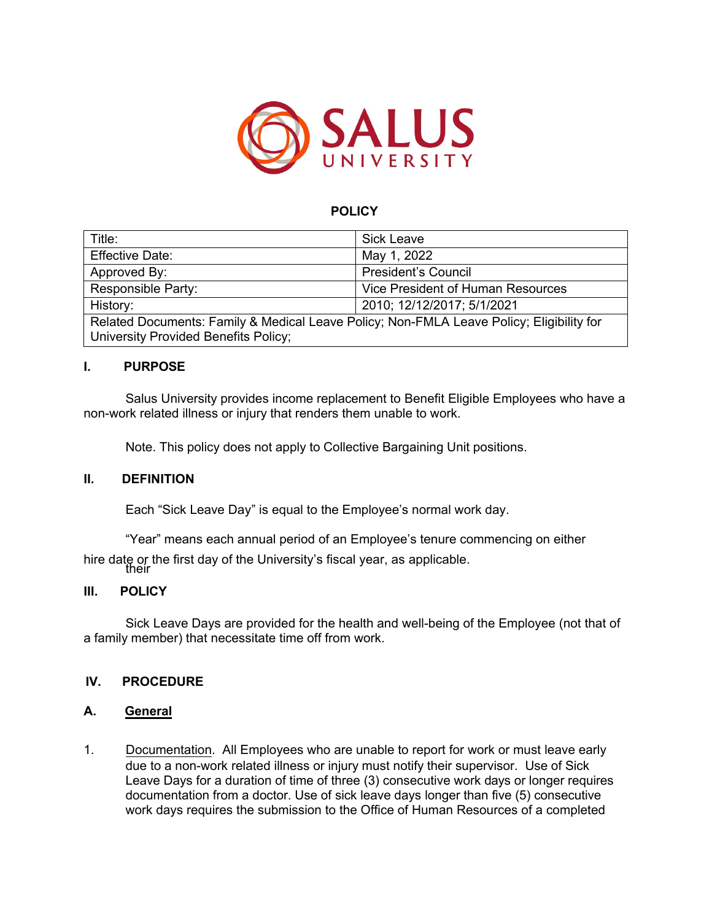SALUS UNIVERSITY

**POLICY**

| Title: | Sick Leave |
|---|---|
| Effective Date: | May 1, 2022 |
| Approved By: | President's Council |
| Responsible Party: | Vice President of Human Resources |
| History: | 2010; 12/12/2017; 5/1/2021 |
| Related Documents: Family & Medical Leave Policy; Non-FMLA Leave Policy; Eligibility for University Provided Benefits Policy; | |

## I. PURPOSE

Salus University provides income replacement to Benefit Eligible Employees who have a non-work related illness or injury that renders them unable to work.

Note. This policy does not apply to Collective Bargaining Unit positions.

## II. DEFINITION

Each "Sick Leave Day" is equal to the Employee's normal work day.

"Year" means each annual period of an Employee's tenure commencing on either their hire date or the first day of the University's fiscal year, as applicable.

## III. POLICY

Sick Leave Days are provided for the health and well-being of the Employee (not that of a family member) that necessitate time off from work.

## IV. PROCEDURE

### A. General

1. Documentation. All Employees who are unable to report for work or must leave early due to a non-work related illness or injury must notify their supervisor. Use of Sick Leave Days for a duration of time of three (3) consecutive work days or longer requires documentation from a doctor. Use of sick leave days longer than five (5) consecutive work days requires the submission to the Office of Human Resources of a completed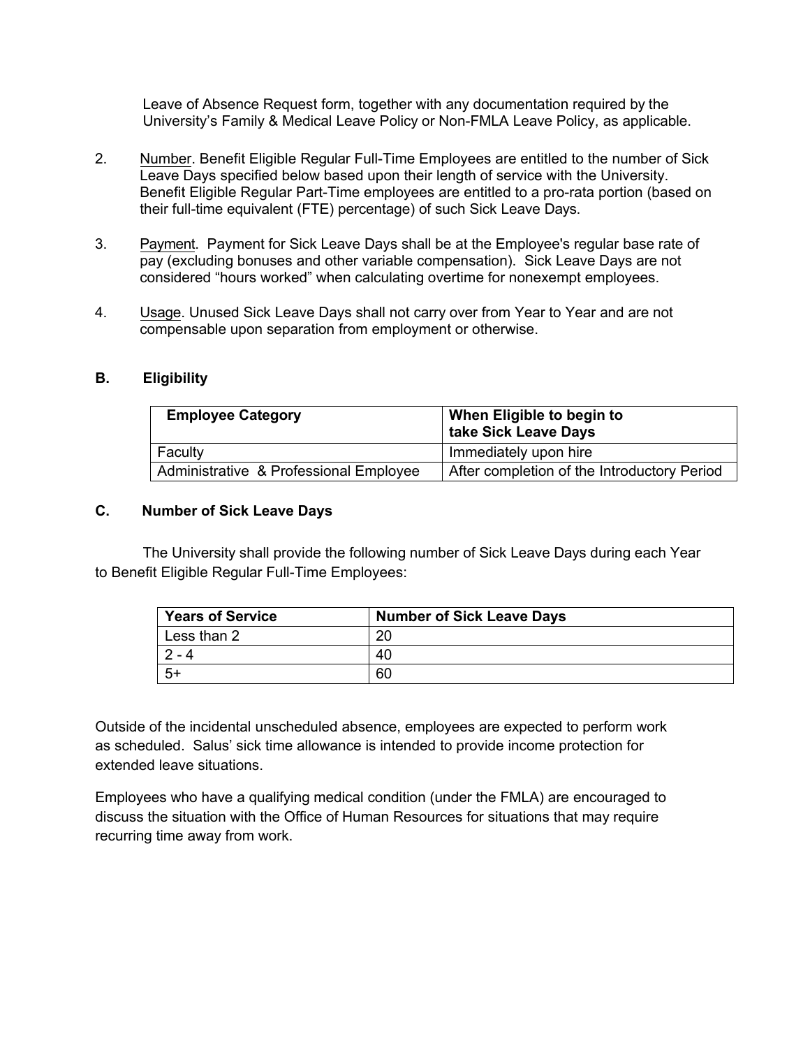Leave of Absence Request form, together with any documentation required by the University's Family & Medical Leave Policy or Non-FMLA Leave Policy, as applicable.

2. Number. Benefit Eligible Regular Full-Time Employees are entitled to the number of Sick Leave Days specified below based upon their length of service with the University. Benefit Eligible Regular Part-Time employees are entitled to a pro-rata portion (based on their full-time equivalent (FTE) percentage) of such Sick Leave Days.

3. Payment. Payment for Sick Leave Days shall be at the Employee's regular base rate of pay (excluding bonuses and other variable compensation). Sick Leave Days are not considered "hours worked" when calculating overtime for nonexempt employees.

4. Usage. Unused Sick Leave Days shall not carry over from Year to Year and are not compensable upon separation from employment or otherwise.

### B. Eligibility

| Employee Category | When Eligible to begin to take Sick Leave Days |
|---|---|
| Faculty | Immediately upon hire |
| Administrative & Professional Employee | After completion of the Introductory Period |

### C. Number of Sick Leave Days

The University shall provide the following number of Sick Leave Days during each Year to Benefit Eligible Regular Full-Time Employees:

| Years of Service | Number of Sick Leave Days |
|---|---|
| Less than 2 | 20 |
| 2 - 4 | 40 |
| 5+ | 60 |

Outside of the incidental unscheduled absence, employees are expected to perform work as scheduled. Salus' sick time allowance is intended to provide income protection for extended leave situations.

Employees who have a qualifying medical condition (under the FMLA) are encouraged to discuss the situation with the Office of Human Resources for situations that may require recurring time away from work.